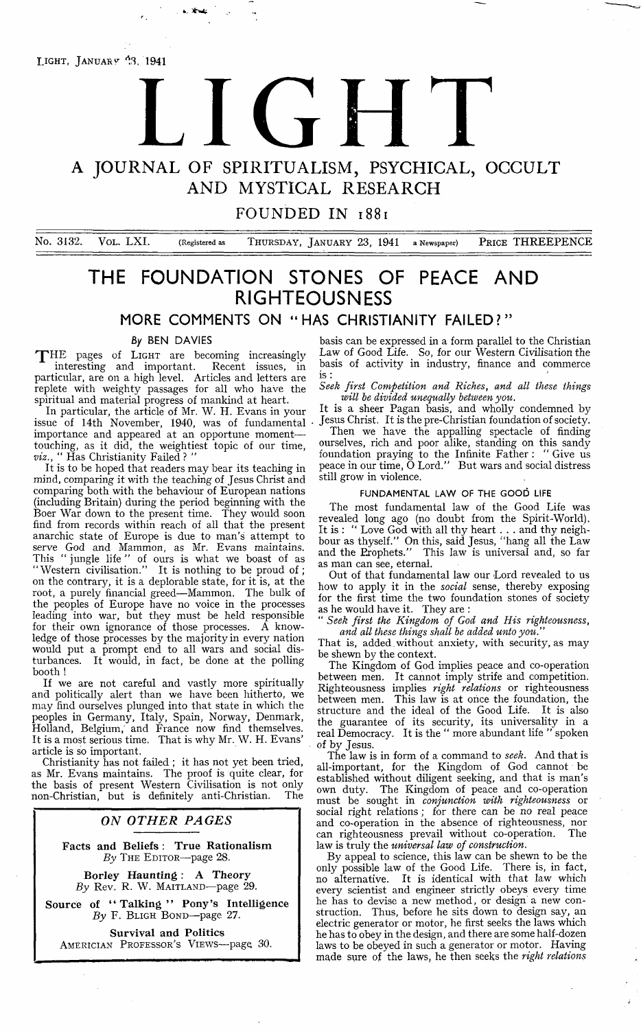# LIGHT

## A JOURNAL OF SPIRITUALISM, PSYCHICAL, OCCULT AND MYSTICAL RESEARCH

FOUNDED IN 1881

No. 3132. VOL. LXI. (Registered as THURSDAY, JANUARY 23, 1941 a Newspaper) PRICE THREEPENCE

# THE FOUNDATION STONES OF PEACE AND RIGHTEOUSNESS

## MORE COMMENTS ON "HAS CHRISTIANITY FAILED?"

*By* BEN DAVIES

THE pages of LIGHT are becoming increasingly interesting and important. Recent issues, in particular, are on a high level. Articles and letters are replete with weighty passages for all who have the spiritual and material progress of mankind at heart.

In particular, the article of Mr. W. H. Evans in your issue of 14th November, 1940, was of fundamental importance and appeared at an opportune moment—touching, as it did, the weightiest topic of our time, *viz.*, "Has Christianity Failed?"

It is to be hoped that readers may bear its teaching in mind, comparing it with the teaching of Jesus Christ and comparing both with the behaviour of European nations (including Britain) during the period beginning with the Boer War down to the present time. They would soon find from records within reach of all that the present anarchic state of Europe is due to man's attempt to serve God and Mammon, as Mr. Evans maintains. This "jungle life" of ours is what we boast of as "Western civilisation." It is nothing to be proud of; on the contrary, it is a deplorable state, for it is, at the root, a purely financial greed—Mammon. The bulk of the peoples of Europe have no voice in the processes leading into war, but they must be held responsible for their own ignorance of those processes. A knowledge of those processes by the majority in every nation would put a prompt end to all wars and social disturbances. It would, in fact, be done at the polling booth!

If we are not careful and vastly more spiritually and politically alert than we have been hitherto, we may find ourselves plunged into that state in which the peoples in Germany, Italy, Spain, Norway, Denmark, Holland, Belgium, and France now find themselves. It is a most serious time. That is why Mr. W. H. Evans' article is so important.

Christianity has not failed; it has not yet been tried, as Mr. Evans maintains. The proof is quite clear, for the basis of present Western Civilisation is not only non-Christian, but is definitely anti-Christian. The basis can be expressed in a form parallel to the Christian Law of Good Life. So, for our Western Civilisation the basis of activity in industry, finance and commerce is:

*Seek first Competition and Riches, and all these things will be divided unequally between you.*

It is a sheer Pagan basis, and wholly condemned by Jesus Christ. It is the pre-Christian foundation of society.

Then we have the appalling spectacle of finding ourselves, rich and poor alike, standing on this sandy foundation praying to the Infinite Father: "Give us peace in our time, O Lord." But wars and social distress still grow in violence.

### FUNDAMENTAL LAW OF THE GOOD LIFE

The most fundamental law of the Good Life was revealed long ago (no doubt from the Spirit-World). It is: "Love God with all thy heart . . . and thy neighbour as thyself." On this, said Jesus, "hang all the Law and the Prophets." This law is universal and, so far as man can see, eternal.

Out of that fundamental law our Lord revealed to us how to apply it in the *social* sense, thereby exposing for the first time the two foundation stones of society as he would have it. They are:

"*Seek first the Kingdom of God and His righteousness, and all these things shall be added unto you.*"

That is, added without anxiety, with security, as may be shewn by the context.

The Kingdom of God implies peace and co-operation between men. It cannot imply strife and competition. Righteousness implies *right relations* or righteousness between men. This law is at once the foundation, the structure and the ideal of the Good Life. It is also the guarantee of its security, its universality in a real Democracy. It is the "more abundant life" spoken of by Jesus.

The law is in form of a command to *seek*. And that is all-important, for the Kingdom of God cannot be established without diligent seeking, and that is man's own duty. The Kingdom of peace and co-operation must be sought in *conjunction with righteousness* or social right relations; for there can be no real peace and co-operation in the absence of righteousness, nor can righteousness prevail without co-operation. The law is truly the *universal law of construction.*

By appeal to science, this law can be shewn to be the only possible law of the Good Life. There is, in fact, no alternative. It is identical with that law which every scientist and engineer strictly obeys every time he has to devise a new method, or design a new construction. Thus, before he sits down to design say, an electric generator or motor, he first seeks the laws which he has to obey in the design, and there are some half-dozen laws to be obeyed in such a generator or motor. Having made sure of the laws, he then seeks the *right relations*

---

### *ON OTHER PAGES*

**Facts and Beliefs: True Rationalism**
*By* THE EDITOR—page 28.

**Borley Haunting: A Theory**
*By* Rev. R. W. MAITLAND—page 29.

**Source of "Talking" Pony's Intelligence**
*By* F. BLIGH BOND—page 27.

**Survival and Politics**
AMERICIAN PROFESSOR'S VIEWS—page 30.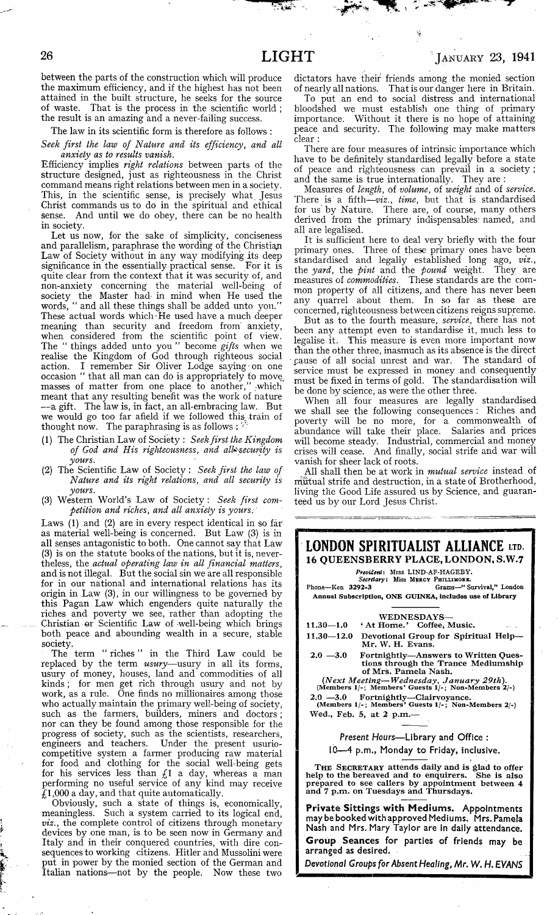between the parts of the construction which will produce the maximum efficiency, and if the highest has not been attained in the built structure, he seeks for the source of waste. That is the process in the scientific world; the result is an amazing and a never-failing success.

The law in its scientific form is therefore as follows:

*Seek first the law of Nature and its efficiency, and all anxiety as to results vanish.*

Efficiency implies *right relations* between parts of the structure designed, just as righteousness in the Christ command means right relations between men in a society. This, in the scientific sense, is precisely what Jesus Christ commands us to do in the spiritual and ethical sense. And until we do obey, there can be no health in society.

Let us now, for the sake of simplicity, conciseness and parallelism, paraphrase the wording of the Christian Law of Society without in any way modifying its deep significance in the essentially practical sense. For it is quite clear from the context that it was security of, and non-anxiety concerning the material well-being of society the Master had in mind when He used the words, "and all these things shall be added unto you." These actual words which He used have a much deeper meaning than security and freedom from anxiety, when considered from the scientific point of view. The "things added unto you" become *gifts* when we realise the Kingdom of God through righteous social action. I remember Sir Oliver Lodge saying on one occasion "that all man can do is appropriately to move masses of matter from one place to another," which meant that any resulting benefit was the work of nature—a gift. The law is, in fact, an all-embracing law. But we would go too far afield if we followed this train of thought now. The paraphrasing is as follows:

1. The Christian Law of Society: *Seek first the Kingdom of God and His righteousness, and all security is yours.*
2. The Scientific Law of Society: *Seek first the law of Nature and its right relations, and all security is yours.*
3. Western World's Law of Society: *Seek first competition and riches, and all anxiety is yours.*

Laws (1) and (2) are in every respect identical in so far as material well-being is concerned. But Law (3) is in all senses antagonistic to both. One cannot say that Law (3) is on the statute books of the nations, but it is, nevertheless, the *actual operating law in all financial matters*, and is not illegal. But the social sin we are all responsible for in our national and international relations has its origin in Law (3), in our willingness to be governed by this Pagan Law which engenders quite naturally the riches and poverty we see, rather than adopting the Christian or Scientific Law of well-being which brings both peace and abounding wealth in a secure, stable society.

The term "riches" in the Third Law could be replaced by the term *usury*—usury in all its forms, usury of money, houses, land and commodities of all kinds; for men get rich through usury and not by work, as a rule. One finds no millionaires among those who actually maintain the primary well-being of society, such as the farmers, builders, miners and doctors; nor can they be found among those responsible for the progress of society, such as the scientists, researchers, engineers and teachers. Under the present usurio-competitive system a farmer producing raw material for food and clothing for the social well-being gets for his services less than £1 a day, whereas a man performing no useful service of any kind may receive £1,000 a day, and that quite automatically.

Obviously, such a state of things is, economically, meaningless. Such a system carried to its logical end, *viz.*, the complete control of citizens through monetary devices by one man, is to be seen now in Germany and Italy and in their conquered countries, with dire consequences to working citizens. Hitler and Mussolini were put in power by the monied section of the German and Italian nations—not by the people. Now these two dictators have their friends among the monied section of nearly all nations. That is our danger here in Britain.

To put an end to social distress and international bloodshed we must establish one thing of primary importance. Without it there is no hope of attaining peace and security. The following may make matters clear:

There are four measures of intrinsic importance which have to be definitely standardised legally before a state of peace and righteousness can prevail in a society; and the same is true internationally. They are:

Measures of *length*, of *volume*, of *weight* and of *service*. There is a fifth—*viz.*, *time*, but that is standardised for us by Nature. There are, of course, many others derived from the primary indispensables named, and all are legalised.

It is sufficient here to deal very briefly with the four primary ones. Three of these primary ones have been standardised and legally established long ago, *viz.*, the *yard*, the *pint* and the *pound* weight. They are measures of *commodities*. These standards are the common property of all citizens, and there has never been any quarrel about them. In so far as these are concerned, righteousness between citizens reigns supreme.

But as to the fourth measure, *service*, there has not been any attempt even to standardise it, much less to legalise it. This measure is even more important now than the other three, inasmuch as its absence is the direct cause of all social unrest and war. The standard of service must be expressed in money and consequently must be fixed in terms of gold. The standardisation will be done by science, as were the other three.

When all four measures are legally standardised we shall see the following consequences: Riches and poverty will be no more, for a commonwealth of abundance will take their place. Salaries and prices will become steady. Industrial, commercial and money crises will cease. And finally, social strife and war will vanish for sheer lack of roots.

All shall then be at work in *mutual service* instead of mutual strife and destruction, in a state of Brotherhood, living the Good Life assured us by Science, and guaranteed us by our Lord Jesus Christ.

---

## LONDON SPIRITUALIST ALLIANCE LTD.
### 16 QUEENSBERRY PLACE, LONDON, S.W.7

*President*: MISS LIND-AF-HAGEBY.
*Secretary*: Miss MERCY PHILLIMORE.
Phone—Ken 3292-3 Grams—"Survival," London
**Annual Subscription, ONE GUINEA, includes use of Library**

WEDNESDAYS—

11.30—1.0 'At Home.' Coffee, Music.

11.30—12.0 **Devotional Group for Spiritual Help—Mr. W. H. Evans.**

2.0—3.0 **Fortnightly—Answers to Written Questions through the Trance Mediumship of Mrs. Pamela Nash.**

*(Next Meeting—Wednesday, January 29th).*
(Members 1/-; Members' Guests 1/-; Non-Members 2/-)

2.0—3.0 **Fortnightly—Clairvoyance.**
(Members 1/-; Members' Guests 1/-; Non-Members 2/-)
Wed., Feb. 5, at 2 p.m.—

**Present Hours—Library and Office:**
**10—4 p.m., Monday to Friday, inclusive.**

THE SECRETARY attends daily and is glad to offer help to the bereaved and to enquirers. She is also prepared to see callers by appointment between 4 and 7 p.m. on Tuesdays and Thursdays.

**Private Sittings with Mediums.** Appointments may be booked with approved Mediums. Mrs. Pamela Nash and Mrs. Mary Taylor are in daily attendance.

**Group Seances** for parties of friends may be arranged as desired.

***Devotional Groups for Absent Healing, Mr. W. H. EVANS***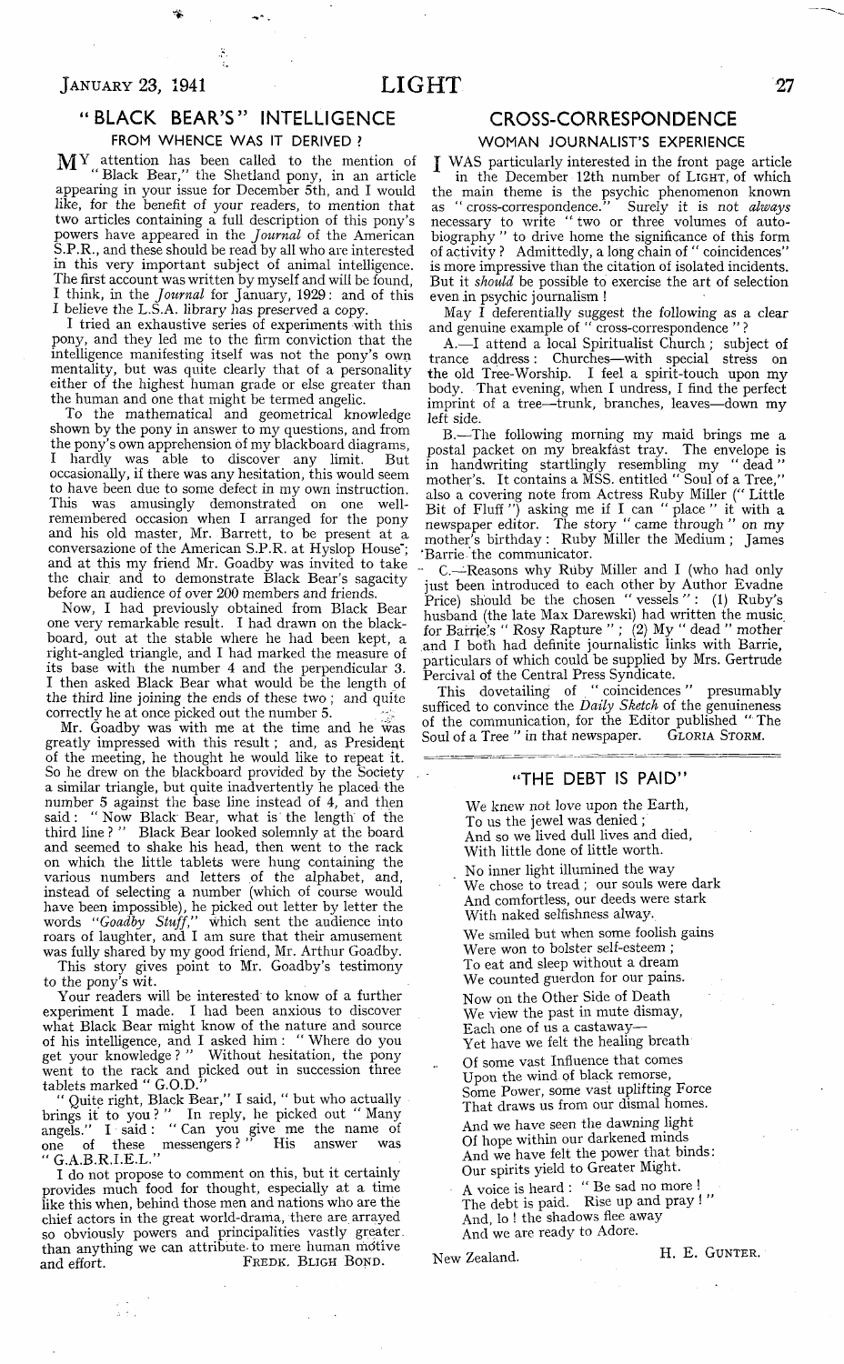## "BLACK BEAR'S" INTELLIGENCE

### FROM WHENCE WAS IT DERIVED?

MY attention has been called to the mention of "Black Bear," the Shetland pony, in an article appearing in your issue for December 5th, and I would like, for the benefit of your readers, to mention that two articles containing a full description of this pony's powers have appeared in the *Journal* of the American S.P.R., and these should be read by all who are interested in this very important subject of animal intelligence. The first account was written by myself and will be found, I think, in the *Journal* for January, 1929: and of this I believe the L.S.A. library has preserved a copy.

I tried an exhaustive series of experiments with this pony, and they led me to the firm conviction that the intelligence manifesting itself was not the pony's own mentality, but was quite clearly that of a personality either of the highest human grade or else greater than the human and one that might be termed angelic.

To the mathematical and geometrical knowledge shown by the pony in answer to my questions, and from the pony's own apprehension of my blackboard diagrams, I hardly was able to discover any limit. But occasionally, if there was any hesitation, this would seem to have been due to some defect in my own instruction. This was amusingly demonstrated on one well-remembered occasion when I arranged for the pony and his old master, Mr. Barrett, to be present at a conversazione of the American S.P.R. at Hyslop House; and at this my friend Mr. Goadby was invited to take the chair and to demonstrate Black Bear's sagacity before an audience of over 200 members and friends.

Now, I had previously obtained from Black Bear one very remarkable result. I had drawn on the blackboard, out at the stable where he had been kept, a right-angled triangle, and I had marked the measure of its base with the number 4 and the perpendicular 3. I then asked Black Bear what would be the length of the third line joining the ends of these two; and quite correctly he at once picked out the number 5.

Mr. Goadby was with me at the time and he was greatly impressed with this result; and, as President of the meeting, he thought he would like to repeat it. So he drew on the blackboard provided by the Society a similar triangle, but quite inadvertently he placed the number 5 against the base line instead of 4, and then said: "Now Black Bear, what is the length of the third line?" Black Bear looked solemnly at the board and seemed to shake his head, then went to the rack on which the little tablets were hung containing the various numbers and letters of the alphabet, and, instead of selecting a number (which of course would have been impossible), he picked out letter by letter the words "*Goadby Stuff*," which sent the audience into roars of laughter, and I am sure that their amusement was fully shared by my good friend, Mr. Arthur Goadby.

This story gives point to Mr. Goadby's testimony to the pony's wit.

Your readers will be interested to know of a further experiment I made. I had been anxious to discover what Black Bear might know of the nature and source of his intelligence, and I asked him: "Where do you get your knowledge?" Without hesitation, the pony went to the rack and picked out in succession three tablets marked "G.O.D."

"Quite right, Black Bear," I said, "but who actually brings it to you?" In reply, he picked out "Many angels." I said: "Can you give me the name of one of these messengers?" His answer was "G.A.B.R.I.E.L."

I do not propose to comment on this, but it certainly provides much food for thought, especially at a time like this when, behind those men and nations who are the chief actors in the great world-drama, there are arrayed so obviously powers and principalities vastly greater than anything we can attribute to mere human motive and effort.

FREDK. BLIGH BOND.

## CROSS-CORRESPONDENCE

### WOMAN JOURNALIST'S EXPERIENCE

I WAS particularly interested in the front page article in the December 12th number of LIGHT, of which the main theme is the psychic phenomenon known as "cross-correspondence." Surely it is not *always* necessary to write "two or three volumes of autobiography" to drive home the significance of this form of activity? Admittedly, a long chain of "coincidences" is more impressive than the citation of isolated incidents. But it *should* be possible to exercise the art of selection even in psychic journalism!

May I deferentially suggest the following as a clear and genuine example of "cross-correspondence"?

A.—I attend a local Spiritualist Church; subject of trance address: Churches—with special stress on the old Tree-Worship. I feel a spirit-touch upon my body. That evening, when I undress, I find the perfect imprint of a tree—trunk, branches, leaves—down my left side.

B.—The following morning my maid brings me a postal packet on my breakfast tray. The envelope is in handwriting startlingly resembling my "dead" mother's. It contains a MSS. entitled "Soul of a Tree," also a covering note from Actress Ruby Miller ("Little Bit of Fluff") asking me if I can "place" it with a newspaper editor. The story "came through" on my mother's birthday: Ruby Miller the Medium; James Barrie the communicator.

C.—Reasons why Ruby Miller and I (who had only just been introduced to each other by Author Evadne Price) should be the chosen "vessels": (1) Ruby's husband (the late Max Darewski) had written the music for Barrie's "Rosy Rapture"; (2) My "dead" mother and I both had definite journalistic links with Barrie, particulars of which could be supplied by Mrs. Gertrude Percival of the Central Press Syndicate.

This dovetailing of "coincidences" presumably sufficed to convince the *Daily Sketch* of the genuineness of the communication, for the Editor published "The Soul of a Tree" in that newspaper.

GLORIA STORM.

## "THE DEBT IS PAID"

We knew not love upon the Earth,
To us the jewel was denied;
And so we lived dull lives and died,
With little done of little worth.

No inner light illumined the way
We chose to tread; our souls were dark
And comfortless, our deeds were stark
With naked selfishness alway.

We smiled but when some foolish gains
Were won to bolster self-esteem;
To eat and sleep without a dream
We counted guerdon for our pains.

Now on the Other Side of Death
We view the past in mute dismay,
Each one of us a castaway—
Yet have we felt the healing breath

Of some vast Influence that comes
Upon the wind of black remorse,
Some Power, some vast uplifting Force
That draws us from our dismal homes.

And we have seen the dawning light
Of hope within our darkened minds
And we have felt the power that binds:
Our spirits yield to Greater Might.

A voice is heard: "Be sad no more!
The debt is paid. Rise up and pray!"
And, lo! the shadows flee away
And we are ready to Adore.

New Zealand.

H. E. GUNTER.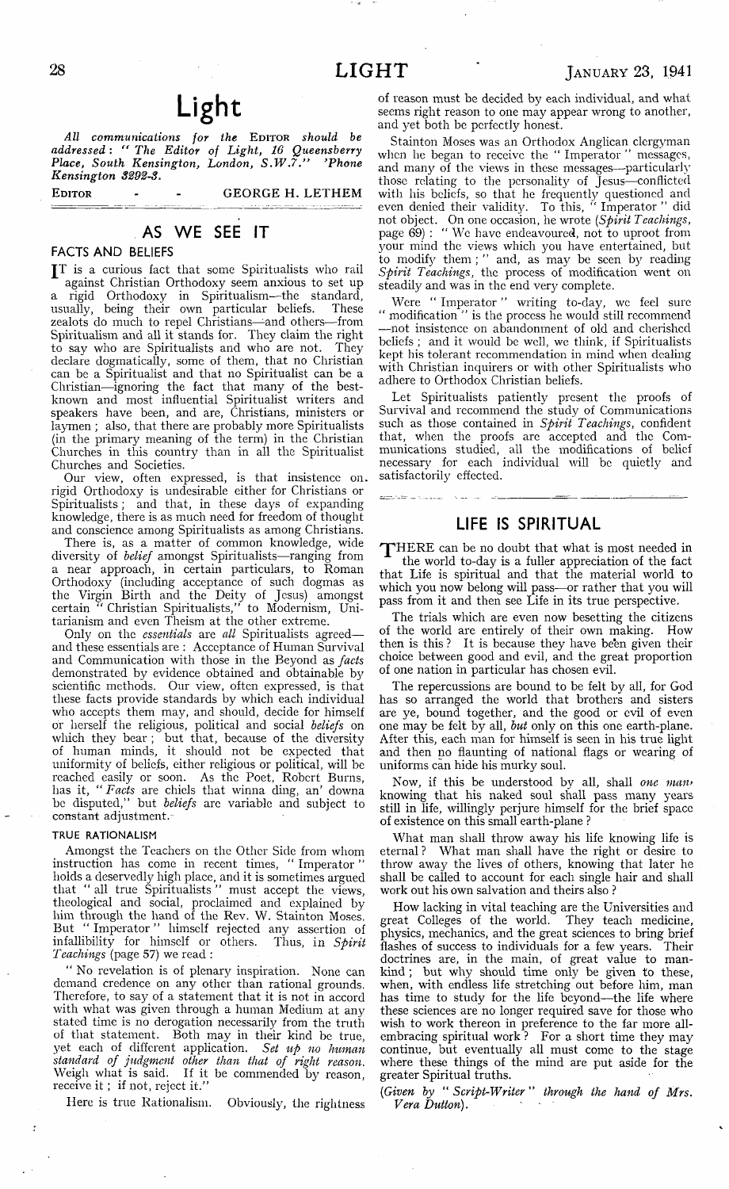# Light

*All communications for the* Editor *should be addressed*: *"The Editor of Light, 16 Queensberry Place, South Kensington, London, S.W.7." 'Phone Kensington 3292-3.*

Editor - - GEORGE H. LETHEM

## AS WE SEE IT

### FACTS AND BELIEFS

It is a curious fact that some Spiritualists who rail against Christian Orthodoxy seem anxious to set up a rigid Orthodoxy in Spiritualism—the standard, usually, being their own particular beliefs. These zealots do much to repel Christians—and others—from Spiritualism and all it stands for. They claim the right to say who are Spiritualists and who are not. They declare dogmatically, some of them, that no Christian can be a Spiritualist and that no Spiritualist can be a Christian—ignoring the fact that many of the best-known and most influential Spiritualist writers and speakers have been, and are, Christians, ministers or laymen; also, that there are probably more Spiritualists (in the primary meaning of the term) in the Christian Churches in this country than in all the Spiritualist Churches and Societies.

Our view, often expressed, is that insistence on rigid Orthodoxy is undesirable either for Christians or Spiritualists; and that, in these days of expanding knowledge, there is as much need for freedom of thought and conscience among Spiritualists as among Christians.

There is, as a matter of common knowledge, wide diversity of *belief* amongst Spiritualists—ranging from a near approach, in certain particulars, to Roman Orthodoxy (including acceptance of such dogmas as the Virgin Birth and the Deity of Jesus) amongst certain "Christian Spiritualists," to Modernism, Unitarianism and even Theism at the other extreme.

Only on the *essentials* are *all* Spiritualists agreed—and these essentials are: Acceptance of Human Survival and Communication with those in the Beyond as *facts* demonstrated by evidence obtained and obtainable by scientific methods. Our view, often expressed, is that these facts provide standards by which each individual who accepts them may, and should, decide for himself or herself the religious, political and social *beliefs* on which they bear; but that, because of the diversity of human minds, it should not be expected that uniformity of beliefs, either religious or political, will be reached easily or soon. As the Poet, Robert Burns, has it, "*Facts* are chiels that winna ding, an' downa be disputed," but *beliefs* are variable and subject to constant adjustment.

### TRUE RATIONALISM

Amongst the Teachers on the Other Side from whom instruction has come in recent times, "Imperator" holds a deservedly high place, and it is sometimes argued that "all true Spiritualists" must accept the views, theological and social, proclaimed and explained by him through the hand of the Rev. W. Stainton Moses. But "Imperator" himself rejected any assertion of infallibility for himself or others. Thus, in *Spirit Teachings* (page 57) we read:

"No revelation is of plenary inspiration. None can demand credence on any other than rational grounds. Therefore, to say of a statement that it is not in accord with what was given through a human Medium at any stated time is no derogation necessarily from the truth of that statement. Both may in their kind be true, yet each of different application. *Set up no human standard of judgment other than that of right reason.* Weigh what is said. If it be commended by reason, receive it; if not, reject it."

Here is true Rationalism. Obviously, the rightness of reason must be decided by each individual, and what seems right reason to one may appear wrong to another, and yet both be perfectly honest.

Stainton Moses was an Orthodox Anglican clergyman when he began to receive the "Imperator" messages, and many of the views in these messages—particularly those relating to the personality of Jesus—conflicted with his beliefs, so that he frequently questioned and even denied their validity. To this, "Imperator" did not object. On one occasion, he wrote (*Spirit Teachings*, page 69): "We have endeavoured, not to uproot from your mind the views which you have entertained, but to modify them;" and, as may be seen by reading *Spirit Teachings*, the process of modification went on steadily and was in the end very complete.

Were "Imperator" writing to-day, we feel sure "modification" is the process he would still recommend—not insistence on abandonment of old and cherished beliefs; and it would be well, we think, if Spiritualists kept his tolerant recommendation in mind when dealing with Christian inquirers or with other Spiritualists who adhere to Orthodox Christian beliefs.

Let Spiritualists patiently present the proofs of Survival and recommend the study of Communications such as those contained in *Spirit Teachings*, confident that, when the proofs are accepted and the Communications studied, all the modifications of belief necessary for each individual will be quietly and satisfactorily effected.

## LIFE IS SPIRITUAL

There can be no doubt that what is most needed in the world to-day is a fuller appreciation of the fact that Life is spiritual and that the material world to which you now belong will pass—or rather that you will pass from it and then see Life in its true perspective.

The trials which are even now besetting the citizens of the world are entirely of their own making. How then is this? It is because they have been given their choice between good and evil, and the great proportion of one nation in particular has chosen evil.

The repercussions are bound to be felt by all, for God has so arranged the world that brothers and sisters are ye, bound together, and the good or evil of even one may be felt by all, *but* only on this one earth-plane. After this, each man for himself is seen in his true light and then no flaunting of national flags or wearing of uniforms can hide his murky soul.

Now, if this be understood by all, shall *one man*, knowing that his naked soul shall pass many years still in life, willingly perjure himself for the brief space of existence on this small earth-plane?

What man shall throw away his life knowing life is eternal? What man shall have the right or desire to throw away the lives of others, knowing that later he shall be called to account for each single hair and shall work out his own salvation and theirs also?

How lacking in vital teaching are the Universities and great Colleges of the world. They teach medicine, physics, mechanics, and the great sciences to bring brief flashes of success to individuals for a few years. Their doctrines are, in the main, of great value to mankind; but why should time only be given to these, when, with endless life stretching out before him, man has time to study for the life beyond—the life where these sciences are no longer required save for those who wish to work thereon in preference to the far more all-embracing spiritual work? For a short time they may continue, but eventually all must come to the stage where these things of the mind are put aside for the greater Spiritual truths.

(*Given by* "*Script-Writer*" *through the hand of Mrs. Vera Dutton*).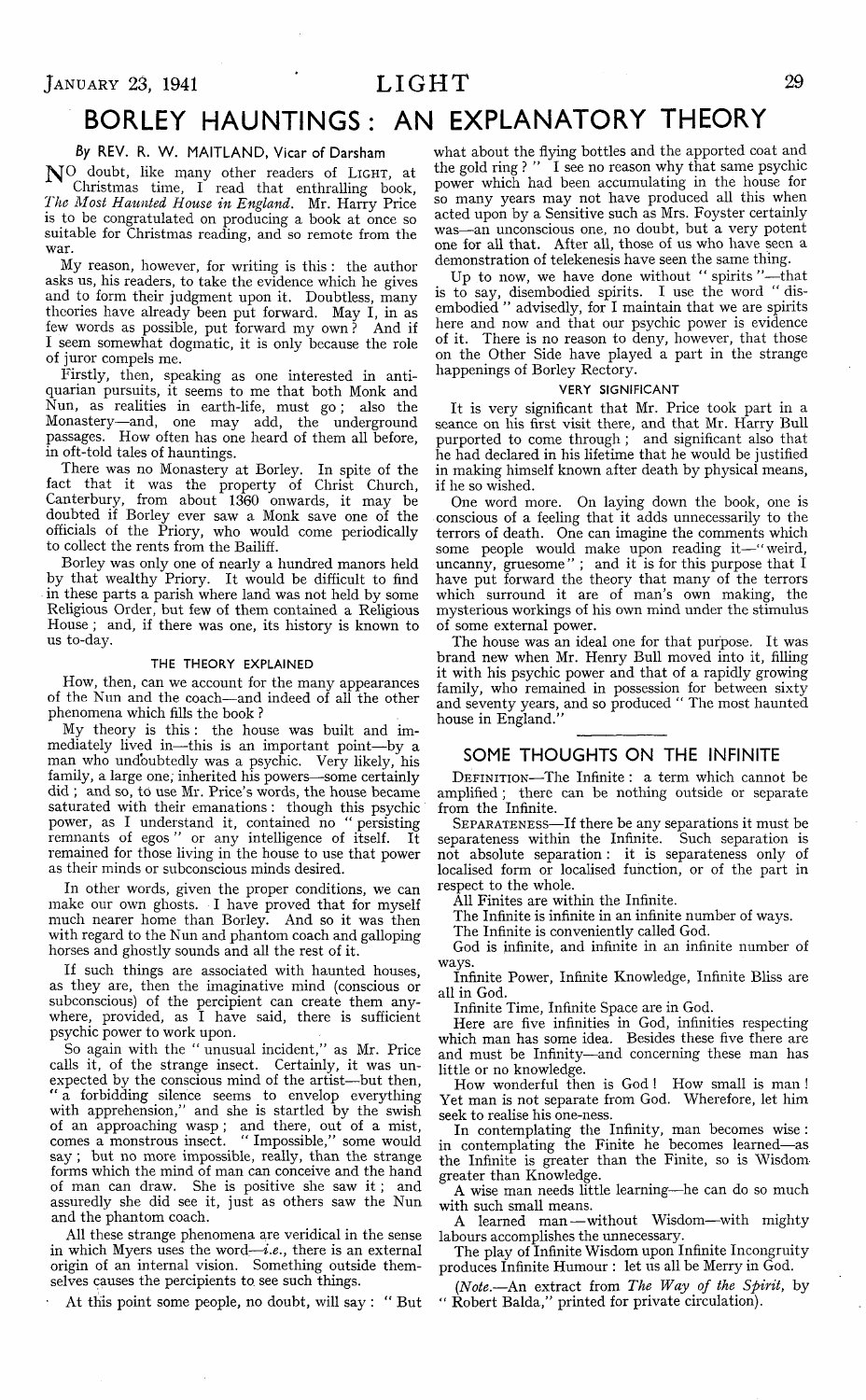# BORLEY HAUNTINGS: AN EXPLANATORY THEORY

*By* REV. R. W. MAITLAND, Vicar of Darsham

No doubt, like many other readers of LIGHT, at Christmas time, I read that enthralling book, *The Most Haunted House in England*. Mr. Harry Price is to be congratulated on producing a book at once so suitable for Christmas reading, and so remote from the war.

My reason, however, for writing is this: the author asks us, his readers, to take the evidence which he gives and to form their judgment upon it. Doubtless, many theories have already been put forward. May I, in as few words as possible, put forward my own? And if I seem somewhat dogmatic, it is only because the role of juror compels me.

Firstly, then, speaking as one interested in antiquarian pursuits, it seems to me that both Monk and Nun, as realities in earth-life, must go; also the Monastery—and, one may add, the underground passages. How often has one heard of them all before, in oft-told tales of hauntings.

There was no Monastery at Borley. In spite of the fact that it was the property of Christ Church, Canterbury, from about 1360 onwards, it may be doubted if Borley ever saw a Monk save one of the officials of the Priory, who would come periodically to collect the rents from the Bailiff.

Borley was only one of nearly a hundred manors held by that wealthy Priory. It would be difficult to find in these parts a parish where land was not held by some Religious Order, but few of them contained a Religious House; and, if there was one, its history is known to us to-day.

### THE THEORY EXPLAINED

How, then, can we account for the many appearances of the Nun and the coach—and indeed of all the other phenomena which fills the book?

My theory is this: the house was built and immediately lived in—this is an important point—by a man who undoubtedly was a psychic. Very likely, his family, a large one, inherited his powers—some certainly did; and so, to use Mr. Price's words, the house became saturated with their emanations: though this psychic power, as I understand it, contained no "persisting remnants of egos" or any intelligence of itself. It remained for those living in the house to use that power as their minds or subconscious minds desired.

In other words, given the proper conditions, we can make our own ghosts. I have proved that for myself much nearer home than Borley. And so it was then with regard to the Nun and phantom coach and galloping horses and ghostly sounds and all the rest of it.

If such things are associated with haunted houses, as they are, then the imaginative mind (conscious or subconscious) of the percipient can create them anywhere, provided, as I have said, there is sufficient psychic power to work upon.

So again with the "unusual incident," as Mr. Price calls it, of the strange insect. Certainly, it was unexpected by the conscious mind of the artist—but then, "a forbidding silence seems to envelop everything with apprehension," and she is startled by the swish of an approaching wasp; and there, out of a mist, comes a monstrous insect. "Impossible," some would say; but no more impossible, really, than the strange forms which the mind of man can conceive and the hand of man can draw. She is positive she saw it; and assuredly she did see it, just as others saw the Nun and the phantom coach.

All these strange phenomena are veridical in the sense in which Myers uses the word—*i.e.*, there is an external origin of an internal vision. Something outside themselves causes the percipients to see such things.

At this point some people, no doubt, will say: "But what about the flying bottles and the apported coat and the gold ring?" I see no reason why that same psychic power which had been accumulating in the house for so many years may not have produced all this when acted upon by a Sensitive such as Mrs. Foyster certainly was—an unconscious one, no doubt, but a very potent one for all that. After all, those of us who have seen a demonstration of telekenesis have seen the same thing.

Up to now, we have done without "spirits"—that is to say, disembodied spirits. I use the word "disembodied" advisedly, for I maintain that we are spirits here and now and that our psychic power is evidence of it. There is no reason to deny, however, that those on the Other Side have played a part in the strange happenings of Borley Rectory.

### VERY SIGNIFICANT

It is very significant that Mr. Price took part in a seance on his first visit there, and that Mr. Harry Bull purported to come through; and significant also that he had declared in his lifetime that he would be justified in making himself known after death by physical means, if he so wished.

One word more. On laying down the book, one is conscious of a feeling that it adds unnecessarily to the terrors of death. One can imagine the comments which some people would make upon reading it—"weird, uncanny, gruesome"; and it is for this purpose that I have put forward the theory that many of the terrors which surround it are of man's own making, the mysterious workings of his own mind under the stimulus of some external power.

The house was an ideal one for that purpose. It was brand new when Mr. Henry Bull moved into it, filling it with his psychic power and that of a rapidly growing family, who remained in possession for between sixty and seventy years, and so produced "The most haunted house in England."

---

## SOME THOUGHTS ON THE INFINITE

DEFINITION—The Infinite: a term which cannot be amplified; there can be nothing outside or separate from the Infinite.

SEPARATENESS—If there be any separations it must be separateness within the Infinite. Such separation is not absolute separation: it is separateness only of localised form or localised function, or of the part in respect to the whole.

All Finites are within the Infinite.

The Infinite is infinite in an infinite number of ways.

The Infinite is conveniently called God.

God is infinite, and infinite in an infinite number of ways.

Infinite Power, Infinite Knowledge, Infinite Bliss are all in God.

Infinite Time, Infinite Space are in God.

Here are five infinities in God, infinities respecting which man has some idea. Besides these five there are and must be Infinity—and concerning these man has little or no knowledge.

How wonderful then is God! How small is man! Yet man is not separate from God. Wherefore, let him seek to realise his one-ness.

In contemplating the Infinity, man becomes wise: in contemplating the Finite he becomes learned—as the Infinite is greater than the Finite, so is Wisdom greater than Knowledge.

A wise man needs little learning—he can do so much with such small means.

A learned man—without Wisdom—with mighty labours accomplishes the unnecessary.

The play of Infinite Wisdom upon Infinite Incongruity produces Infinite Humour: let us all be Merry in God.

(*Note.*—An extract from *The Way of the Spirit*, by "Robert Balda," printed for private circulation).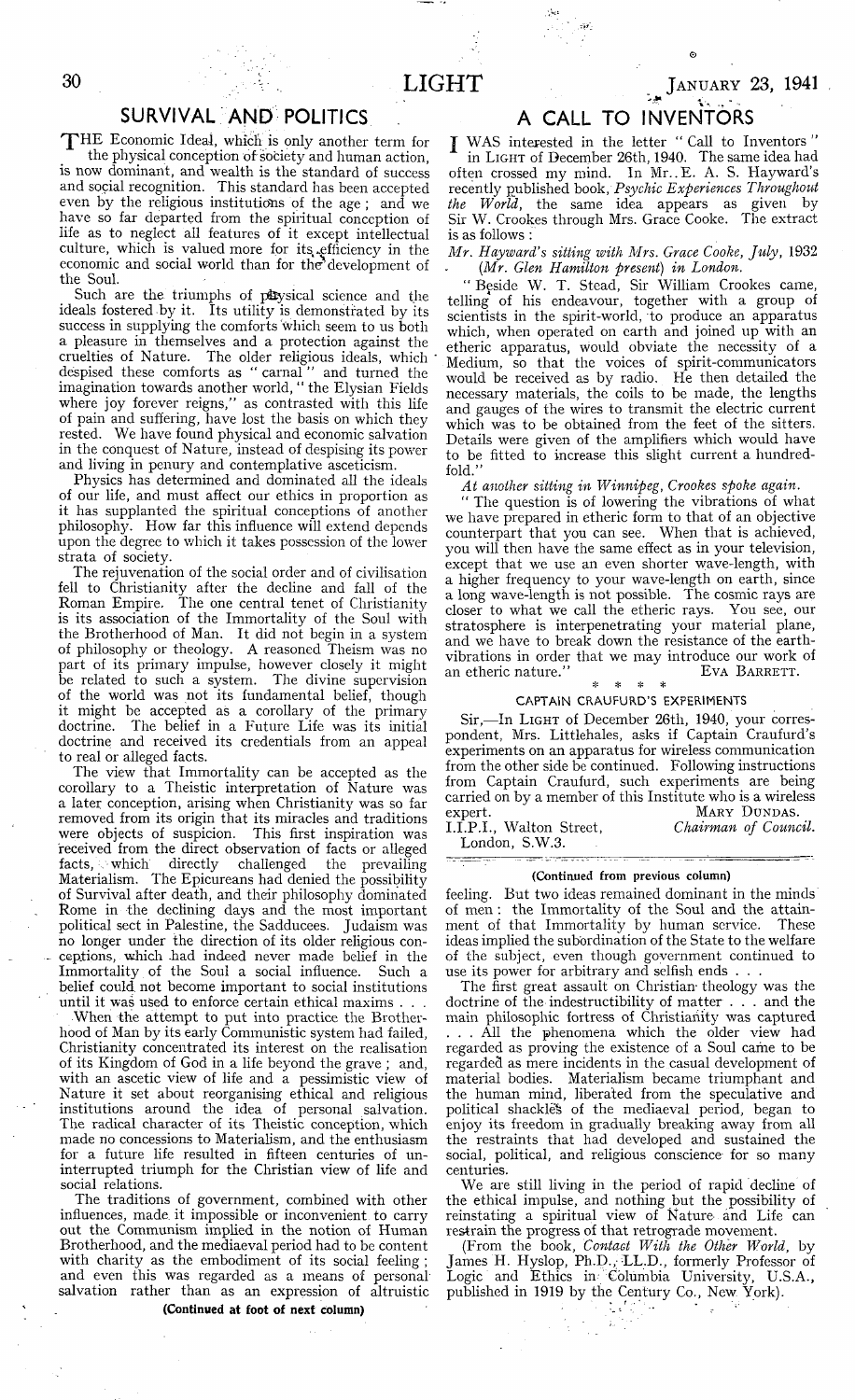## SURVIVAL AND POLITICS

THE Economic Ideal, which is only another term for the physical conception of society and human action, is now dominant, and wealth is the standard of success and social recognition. This standard has been accepted even by the religious institutions of the age; and we have so far departed from the spiritual conception of life as to neglect all features of it except intellectual culture, which is valued more for its efficiency in the economic and social world than for the development of the Soul.

Such are the triumphs of physical science and the ideals fostered by it. Its utility is demonstrated by its success in supplying the comforts which seem to us both a pleasure in themselves and a protection against the cruelties of Nature. The older religious ideals, which despised these comforts as "carnal" and turned the imagination towards another world, "the Elysian Fields where joy forever reigns," as contrasted with this life of pain and suffering, have lost the basis on which they rested. We have found physical and economic salvation in the conquest of Nature, instead of despising its power and living in penury and contemplative asceticism.

Physics has determined and dominated all the ideals of our life, and must affect our ethics in proportion as it has supplanted the spiritual conceptions of another philosophy. How far this influence will extend depends upon the degree to which it takes possession of the lower strata of society.

The rejuvenation of the social order and of civilisation fell to Christianity after the decline and fall of the Roman Empire. The one central tenet of Christianity is its association of the Immortality of the Soul with the Brotherhood of Man. It did not begin in a system of philosophy or theology. A reasoned Theism was no part of its primary impulse, however closely it might be related to such a system. The divine supervision of the world was not its fundamental belief, though it might be accepted as a corollary of the primary doctrine. The belief in a Future Life was its initial doctrine and received its credentials from an appeal to real or alleged facts.

The view that Immortality can be accepted as the corollary to a Theistic interpretation of Nature was a later conception, arising when Christianity was so far removed from its origin that its miracles and traditions were objects of suspicion. This first inspiration was received from the direct observation of facts or alleged facts, which directly challenged the prevailing Materialism. The Epicureans had denied the possibility of Survival after death, and their philosophy dominated Rome in the declining days and the most important political sect in Palestine, the Sadducees. Judaism was no longer under the direction of its older religious conceptions, which had indeed never made belief in the Immortality of the Soul a social influence. Such a belief could not become important to social institutions until it was used to enforce certain ethical maxims . . .

When the attempt to put into practice the Brotherhood of Man by its early Communistic system had failed, Christianity concentrated its interest on the realisation of its Kingdom of God in a life beyond the grave; and, with an ascetic view of life and a pessimistic view of Nature it set about reorganising ethical and religious institutions around the idea of personal salvation. The radical character of its Theistic conception, which made no concessions to Materialism, and the enthusiasm for a future life resulted in fifteen centuries of uninterrupted triumph for the Christian view of life and social relations.

The traditions of government, combined with other influences, made it impossible or inconvenient to carry out the Communism implied in the notion of Human Brotherhood, and the mediaeval period had to be content with charity as the embodiment of its social feeling; and even this was regarded as a means of personal salvation rather than as an expression of altruistic feeling. But two ideas remained dominant in the minds of men: the Immortality of the Soul and the attainment of that Immortality by human service. These ideas implied the subordination of the State to the welfare of the subject, even though government continued to use its power for arbitrary and selfish ends . . .

The first great assault on Christian theology was the doctrine of the indestructibility of matter . . . and the main philosophic fortress of Christianity was captured . . . All the phenomena which the older view had regarded as proving the existence of a Soul came to be regarded as mere incidents in the casual development of material bodies. Materialism became triumphant and the human mind, liberated from the speculative and political shackles of the mediaeval period, began to enjoy its freedom in gradually breaking away from all the restraints that had developed and sustained the social, political, and religious conscience for so many centuries.

We are still living in the period of rapid decline of the ethical impulse, and nothing but the possibility of reinstating a spiritual view of Nature and Life can restrain the progress of that retrograde movement.

(From the book, *Contact With the Other World*, by James H. Hyslop, Ph.D., LL.D., formerly Professor of Logic and Ethics in Columbia University, U.S.A., published in 1919 by the Century Co., New York).

## A CALL TO INVENTORS

I WAS interested in the letter "Call to Inventors" in LIGHT of December 26th, 1940. The same idea had often crossed my mind. In Mr. E. A. S. Hayward's recently published book, *Psychic Experiences Throughout the World*, the same idea appears as given by Sir W. Crookes through Mrs. Grace Cooke. The extract is as follows:

*Mr. Hayward's sitting with Mrs. Grace Cooke, July, 1932 (Mr. Glen Hamilton present) in London.*

"Beside W. T. Stead, Sir William Crookes came, telling of his endeavour, together with a group of scientists in the spirit-world, to produce an apparatus which, when operated on earth and joined up with an etheric apparatus, would obviate the necessity of a Medium, so that the voices of spirit-communicators would be received as by radio. He then detailed the necessary materials, the coils to be made, the lengths and gauges of the wires to transmit the electric current which was to be obtained from the feet of the sitters. Details were given of the amplifiers which would have to be fitted to increase this slight current a hundred-fold."

*At another sitting in Winnipeg, Crookes spoke again.*

"The question is of lowering the vibrations of what we have prepared in etheric form to that of an objective counterpart that you can see. When that is achieved, you will then have the same effect as in your television, except that we use an even shorter wave-length, with a higher frequency to your wave-length on earth, since a long wave-length is not possible. The cosmic rays are closer to what we call the etheric rays. You see, our stratosphere is interpenetrating your material plane, and we have to break down the resistance of the earth-vibrations in order that we may introduce our work of an etheric nature."

EVA BARRETT.

\* \* \* \*

### CAPTAIN CRAUFURD'S EXPERIMENTS

Sir,—In LIGHT of December 26th, 1940, your correspondent, Mrs. Littlehales, asks if Captain Craufurd's experiments on an apparatus for wireless communication from the other side be continued. Following instructions from Captain Craufurd, such experiments are being carried on by a member of this Institute who is a wireless expert.

MARY DUNDAS.
*Chairman of Council.*

I.I.P.I., Walton Street,
London, S.W.3.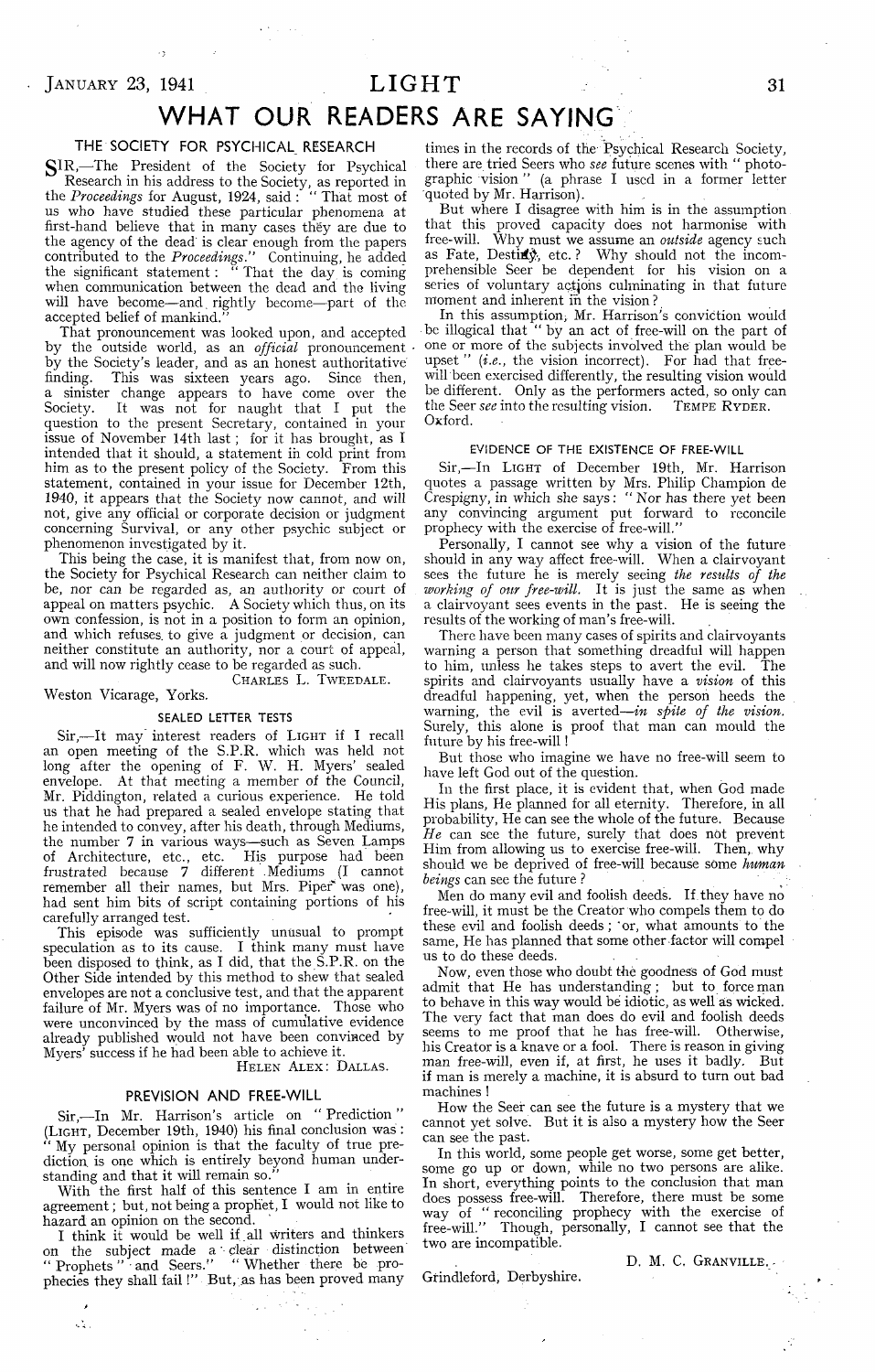# WHAT OUR READERS ARE SAYING

## THE SOCIETY FOR PSYCHICAL RESEARCH

SIR,—The President of the Society for Psychical Research in his address to the Society, as reported in the *Proceedings* for August, 1924, said: "That most of us who have studied these particular phenomena at first-hand believe that in many cases they are due to the agency of the dead is clear enough from the papers contributed to the *Proceedings*." Continuing, he added the significant statement: "That the day is coming when communication between the dead and the living will have become—and rightly become—part of the accepted belief of mankind."

That pronouncement was looked upon, and accepted by the outside world, as an *official* pronouncement by the Society's leader, and as an honest authoritative finding. This was sixteen years ago. Since then, a sinister change appears to have come over the Society. It was not for naught that I put the question to the present Secretary, contained in your issue of November 14th last; for it has brought, as I intended that it should, a statement in cold print from him as to the present policy of the Society. From this statement, contained in your issue for December 12th, 1940, it appears that the Society now cannot, and will not, give any official or corporate decision or judgment concerning Survival, or any other psychic subject or phenomenon investigated by it.

This being the case, it is manifest that, from now on, the Society for Psychical Research can neither claim to be, nor can be regarded as, an authority or court of appeal on matters psychic. A Society which thus, on its own confession, is not in a position to form an opinion, and which refuses to give a judgment or decision, can neither constitute an authority, nor a court of appeal, and will now rightly cease to be regarded as such.

CHARLES L. TWEEDALE.

Weston Vicarage, Yorks.

## SEALED LETTER TESTS

Sir,—It may interest readers of LIGHT if I recall an open meeting of the S.P.R. which was held not long after the opening of F. W. H. Myers' sealed envelope. At that meeting a member of the Council, Mr. Piddington, related a curious experience. He told us that he had prepared a sealed envelope stating that he intended to convey, after his death, through Mediums, the number 7 in various ways—such as Seven Lamps of Architecture, etc., etc. His purpose had been frustrated because 7 different Mediums (I cannot remember all their names, but Mrs. Piper was one), had sent him bits of script containing portions of his carefully arranged test.

This episode was sufficiently unusual to prompt speculation as to its cause. I think many must have been disposed to think, as I did, that the S.P.R. on the Other Side intended by this method to shew that sealed envelopes are not a conclusive test, and that the apparent failure of Mr. Myers was of no importance. Those who were unconvinced by the mass of cumulative evidence already published would not have been convinced by Myers' success if he had been able to achieve it.

HELEN ALEX: DALLAS.

## PREVISION AND FREE-WILL

Sir,—In Mr. Harrison's article on "Prediction" (LIGHT, December 19th, 1940) his final conclusion was: "My personal opinion is that the faculty of true prediction is one which is entirely beyond human understanding and that it will remain so."

With the first half of this sentence I am in entire agreement; but, not being a prophet, I would not like to hazard an opinion on the second.

I think it would be well if all writers and thinkers on the subject made a clear distinction between "Prophets" and Seers." "Whether there be prophecies they shall fail!" But, as has been proved many times in the records of the Psychical Research Society, there are tried Seers who *see* future scenes with "photographic vision" (a phrase I used in a former letter quoted by Mr. Harrison).

But where I disagree with him is in the assumption that this proved capacity does not harmonise with free-will. Why must we assume an *outside* agency such as Fate, Destiny, etc.? Why should not the incomprehensible Seer be dependent for his vision on a series of voluntary actions culminating in that future moment and inherent in the vision?

In this assumption, Mr. Harrison's conviction would be illogical that "by an act of free-will on the part of one or more of the subjects involved the plan would be upset" (*i.e.*, the vision incorrect). For had that free-will been exercised differently, the resulting vision would be different. Only as the performers acted, so only can the Seer *see* into the resulting vision.

TEMPE RYDER.

Oxford.

## EVIDENCE OF THE EXISTENCE OF FREE-WILL

Sir,—In LIGHT of December 19th, Mr. Harrison quotes a passage written by Mrs. Philip Champion de Crespigny, in which she says: "Nor has there yet been any convincing argument put forward to reconcile prophecy with the exercise of free-will."

Personally, I cannot see why a vision of the future should in any way affect free-will. When a clairvoyant sees the future he is merely seeing *the results of the working of our free-will.* It is just the same as when a clairvoyant sees events in the past. He is seeing the results of the working of man's free-will.

There have been many cases of spirits and clairvoyants warning a person that something dreadful will happen to him, unless he takes steps to avert the evil. The spirits and clairvoyants usually have a *vision* of this dreadful happening, yet, when the person heeds the warning, the evil is averted—*in spite of the vision.* Surely, this alone is proof that man can mould the future by his free-will!

But those who imagine we have no free-will seem to have left God out of the question.

In the first place, it is evident that, when God made His plans, He planned for all eternity. Therefore, in all probability, He can see the whole of the future. Because *He* can see the future, surely that does not prevent Him from allowing us to exercise free-will. Then, why should we be deprived of free-will because some *human beings* can see the future?

Men do many evil and foolish deeds. If they have no free-will, it must be the Creator who compels them to do these evil and foolish deeds; or, what amounts to the same, He has planned that some other factor will compel us to do these deeds.

Now, even those who doubt the goodness of God must admit that He has understanding; but to force man to behave in this way would be idiotic, as well as wicked. The very fact that man does do evil and foolish deeds seems to me proof that he has free-will. Otherwise, his Creator is a knave or a fool. There is reason in giving man free-will, even if, at first, he uses it badly. But if man is merely a machine, it is absurd to turn out bad machines!

How the Seer can see the future is a mystery that we cannot yet solve. But it is also a mystery how the Seer can see the past.

In this world, some people get worse, some get better, some go up or down, while no two persons are alike. In short, everything points to the conclusion that man does possess free-will. Therefore, there must be some way of "reconciling prophecy with the exercise of free-will." Though, personally, I cannot see that the two are incompatible.

D. M. C. GRANVILLE.

Grindleford, Derbyshire.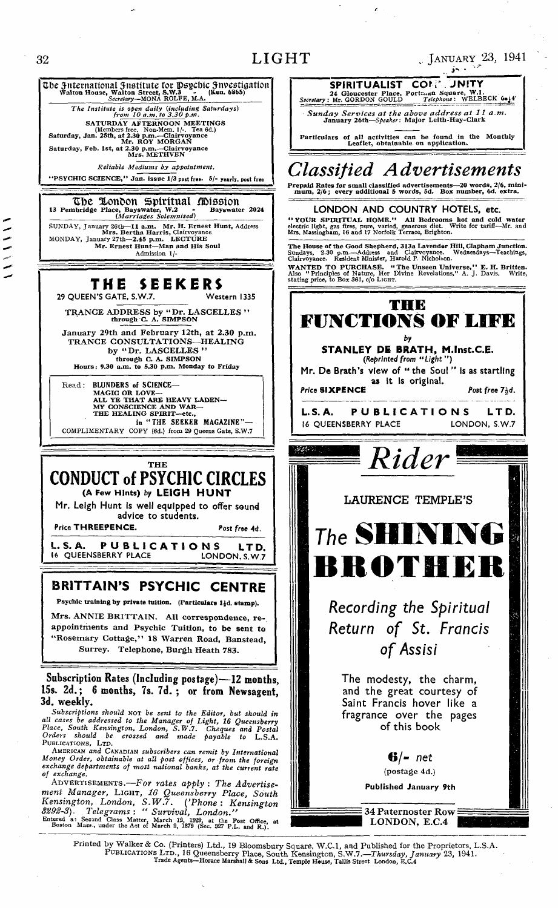## The International Institute for Psychic Investigation

Walton House, Walton Street, S.W.3 - (Ken. 6865)
*Secretary*—MONA ROLFE, M.A.

*The Institute is open daily (including Saturdays) from 10 a.m. to 3.30 p.m.*

SATURDAY AFTERNOON MEETINGS
(Members free. Non-Mem. 1/-. Tea 6d.)
Saturday, Jan. 25th, at 2.30 p.m.—Clairvoyance
Mr. ROY MORGAN
Saturday, Feb. 1st, at 2.30 p.m.—Clairvoyance
Mrs. METHVEN

*Reliable Mediums by appointment.*

"PSYCHIC SCIENCE," Jan. issue 1/3 post free. 5/- yearly, post free

## The London Spiritual Mission

13 Pembridge Place, Bayswater, W.2 - Bayswater 2024
*(Marriages Solemnised)*

SUNDAY, January 26th—11 a.m. Mr. H. Ernest Hunt, Address
Mrs. Bertha Harris, Clairvoyance
MONDAY, January 27th—2.45 p.m. LECTURE
Mr. Ernest Hunt—Man and His Soul
Admission 1/-

## THE SEEKERS

29 QUEEN'S GATE, S.W.7. Western 1335

TRANCE ADDRESS by "Dr. LASCELLES" through C. A. SIMPSON

January 29th and February 12th, at 2.30 p.m.
TRANCE CONSULTATIONS—HEALING
by "Dr. LASCELLES"
through C. A. SIMPSON
Hours: 9.30 a.m. to 5.30 p.m. Monday to Friday

Read: BLUNDERS of SCIENCE—
MAGIC OR LOVE—
ALL YE THAT ARE HEAVY LADEN—
MY CONSCIENCE AND WAR—
THE HEALING SPIRIT—etc.,
in "THE SEEKER MAGAZINE"—
COMPLIMENTARY COPY (6d.) from 29 Queens Gate, S.W.7

THE
## CONDUCT of PSYCHIC CIRCLES

(A Few Hints) by LEIGH HUNT

Mr. Leigh Hunt is well equipped to offer sound advice to students.

Price THREEPENCE. Post free 4d.

L.S.A. PUBLICATIONS LTD.
16 QUEENSBERRY PLACE LONDON, S.W.7

## BRITTAIN'S PSYCHIC CENTRE

Psychic training by private tuition. (Particulars 1½d. stamp).

Mrs. ANNIE BRITTAIN. All correspondence, re-appointments and Psychic Tuition, to be sent to "Rosemary Cottage," 18 Warren Road, Banstead, Surrey. Telephone, Burgh Heath 783.

**Subscription Rates (Including postage)—12 months, 15s. 2d.; 6 months, 7s. 7d.; or from Newsagent, 3d. weekly.**

*Subscriptions should* NOT *be sent to the Editor, but should in all cases be addressed to the Manager of Light, 16 Queensberry Place, South Kensington, London, S.W.7. Cheques and Postal Orders should be crossed and made payable to* L.S.A. PUBLICATIONS, LTD.

AMERICAN *and* CANADIAN *subscribers can remit by International Money Order, obtainable at all post offices, or from the foreign exchange departments of most national banks, at the current rate of exchange.*

ADVERTISEMENTS.—*For rates apply: The Advertisement Manager,* LIGHT, *16 Queensberry Place, South Kensington, London, S.W.7. ('Phone: Kensington 3292-3). Telegrams: "Survival, London."*

Entered at Second Class Matter, March 12, 1929, at the Post Office, at Boston Mass., under the Act of March 9, 1879 (Sec. 327 P.L. and R.).

## SPIRITUALIST COMMUNITY

24 Gloucester Place, Portman Square, W.1.
*Secretary*: Mr. GORDON GOULD *Telephone*: WELBECK 6614

*Sunday Services at the above address at 11 a.m.*
January 26th—*Speaker*: Major Leith-Hay-Clark

Particulars of all activities can be found in the Monthly Leaflet, obtainable on application.

# *Classified Advertisements*

Prepaid Rates for small classified advertisements—20 words, 2/6, minimum, 2/6; every additional 5 words, 5d. Box number, 6d. extra.

### LONDON AND COUNTRY HOTELS, etc.

"YOUR SPIRITUAL HOME." All Bedrooms hot and cold water electric light, gas fires, pure, varied, generous diet. Write for tariff—Mr. and Mrs. Massingham, 16 and 17 Norfolk Terrace, Brighton.

The House of the Good Shepherd, 313a Lavender Hill, Clapham Junction. Sundays, 2.30 p.m.—Address and Clairvoyance. Wednesdays—Teachings, Clairvoyance. Resident Minister, Harold P. Nicholson.

WANTED TO PURCHASE. "The Unseen Universe," E. H. Britten. Also "Principles of Nature, Her Divine Revelations," A. J. Davis. Write, stating price, to Box 361, c/o LIGHT.

## THE FUNCTIONS OF LIFE

*by*

STANLEY DE BRATH, M.Inst.C.E.
*(Reprinted from "Light")*

Mr. De Brath's view of "the Soul" is as startling as it is original.

Price SIXPENCE Post free 7½d.

L.S.A. PUBLICATIONS LTD.
16 QUEENSBERRY PLACE LONDON, S.W.7

# *Rider*

LAURENCE TEMPLE'S

## The SHINING BROTHER

*Recording the Spiritual Return of St. Francis of Assisi*

The modesty, the charm, and the great courtesy of Saint Francis hover like a fragrance over the pages of this book

**6/-** *net*
(postage 4d.)

Published January 9th

34 Paternoster Row
LONDON, E.C.4

Printed by Walker & Co. (Printers) Ltd., 19 Bloomsbury Square, W.C.1, and Published for the Proprietors, L.S.A. PUBLICATIONS LTD., 16 Queensberry Place, South Kensington, S.W.7.—*Thursday, January* 23, 1941.
Trade Agents—Horace Marshall & Sons Ltd., Temple House, Tallis Street London, E.C.4